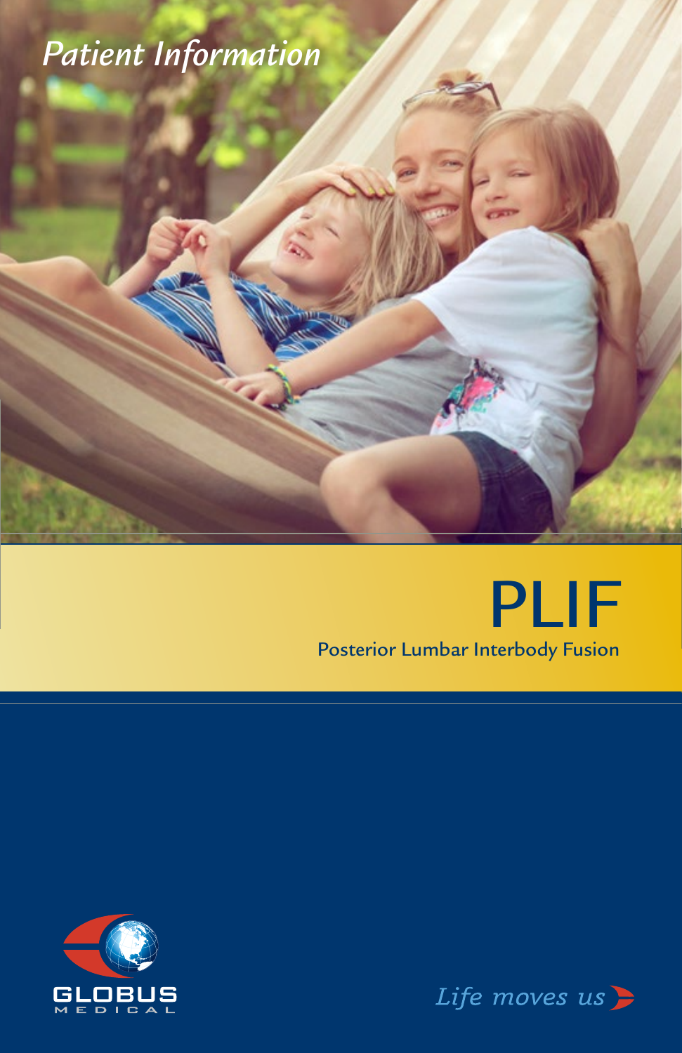*Patient Information*

# PLIF

## Posterior Lumbar Interbody Fusion

GLOBUS MEDICAL

*Life moves us*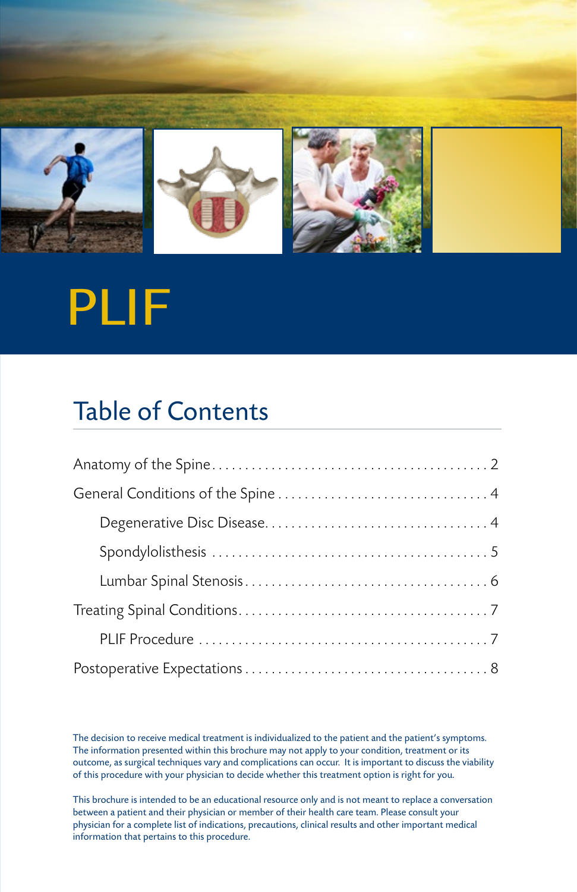# PLIF

## Table of Contents

- Anatomy of the Spine . . . . . . . . . . . . . . . . . . . . . . . . . . . . . . . . . . . . . . . . . . 2
- General Conditions of the Spine . . . . . . . . . . . . . . . . . . . . . . . . . . . . . . . . 4
  - Degenerative Disc Disease. . . . . . . . . . . . . . . . . . . . . . . . . . . . . . . . . . 4
  - Spondylolisthesis . . . . . . . . . . . . . . . . . . . . . . . . . . . . . . . . . . . . . . . . . 5
  - Lumbar Spinal Stenosis . . . . . . . . . . . . . . . . . . . . . . . . . . . . . . . . . . . . 6
- Treating Spinal Conditions. . . . . . . . . . . . . . . . . . . . . . . . . . . . . . . . . . . . . 7
  - PLIF Procedure . . . . . . . . . . . . . . . . . . . . . . . . . . . . . . . . . . . . . . . . . . . 7
- Postoperative Expectations . . . . . . . . . . . . . . . . . . . . . . . . . . . . . . . . . . . . 8

The decision to receive medical treatment is individualized to the patient and the patient's symptoms. The information presented within this brochure may not apply to your condition, treatment or its outcome, as surgical techniques vary and complications can occur. It is important to discuss the viability of this procedure with your physician to decide whether this treatment option is right for you.

This brochure is intended to be an educational resource only and is not meant to replace a conversation between a patient and their physician or member of their health care team. Please consult your physician for a complete list of indications, precautions, clinical results and other important medical information that pertains to this procedure.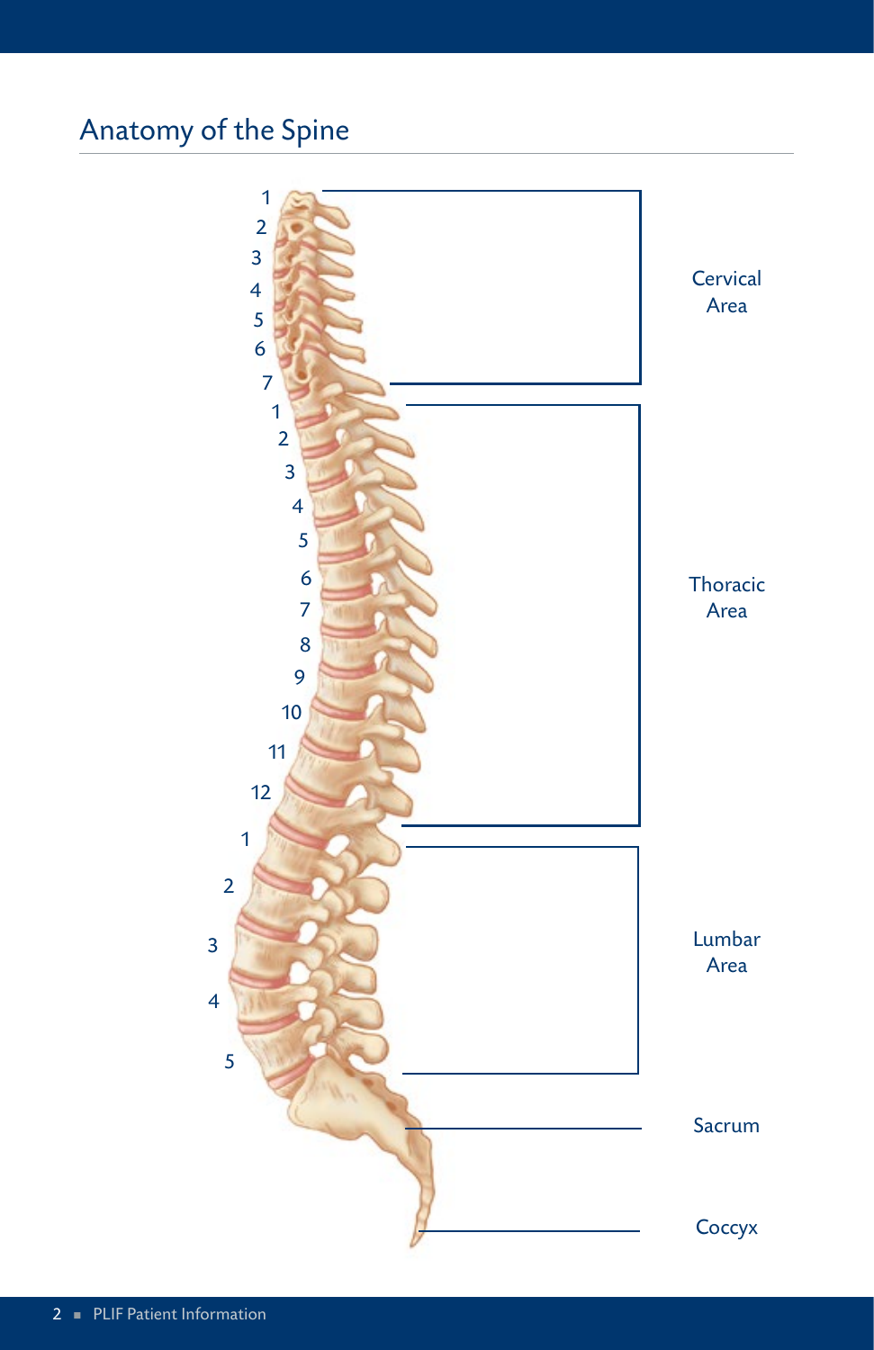## Anatomy of the Spine

1
2
3
4
5
6
7

Cervical Area

1
2
3
4
5
6
7
8
9
10
11
12

Thoracic Area

1
2
3
4
5

Lumbar Area

Sacrum

Coccyx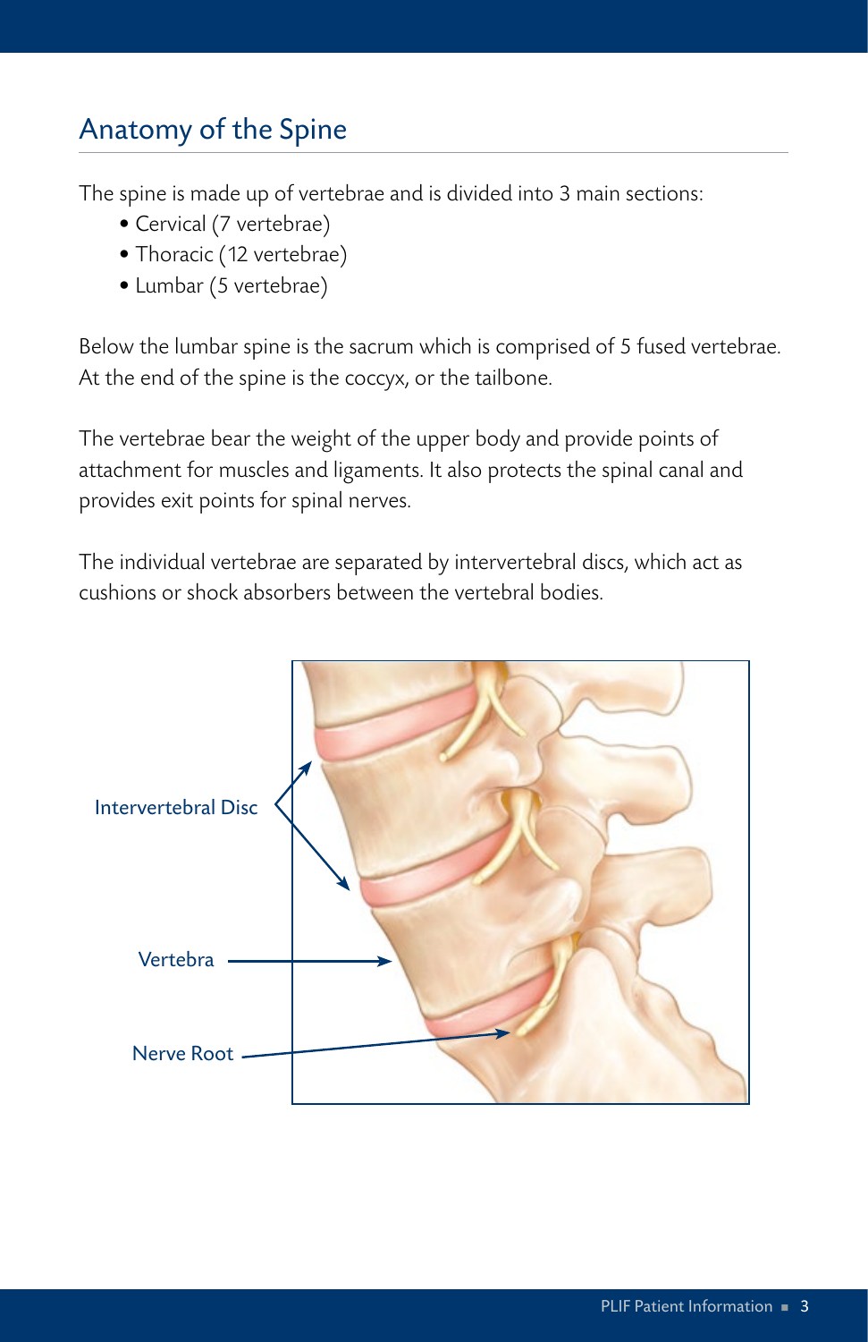## Anatomy of the Spine

The spine is made up of vertebrae and is divided into 3 main sections:

- Cervical (7 vertebrae)
- Thoracic (12 vertebrae)
- Lumbar (5 vertebrae)

Below the lumbar spine is the sacrum which is comprised of 5 fused vertebrae. At the end of the spine is the coccyx, or the tailbone.

The vertebrae bear the weight of the upper body and provide points of attachment for muscles and ligaments. It also protects the spinal canal and provides exit points for spinal nerves.

The individual vertebrae are separated by intervertebral discs, which act as cushions or shock absorbers between the vertebral bodies.

Intervertebral Disc

Vertebra

Nerve Root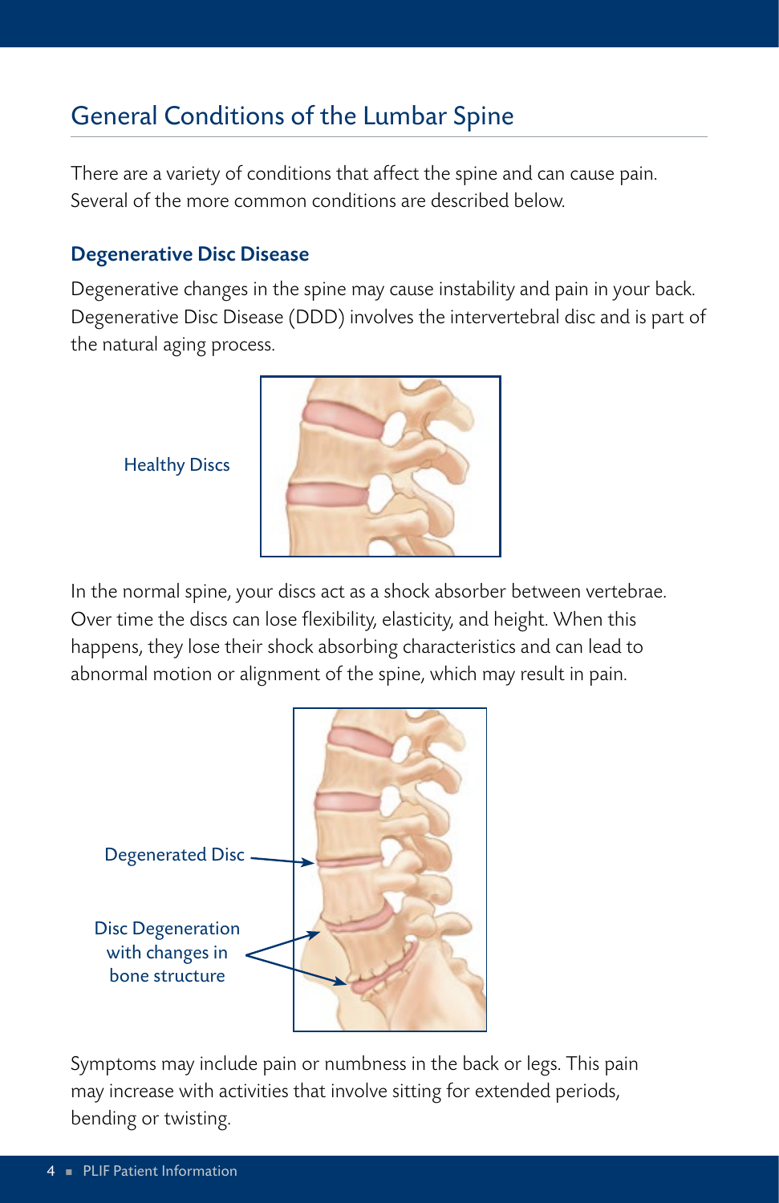## General Conditions of the Lumbar Spine

There are a variety of conditions that affect the spine and can cause pain. Several of the more common conditions are described below.

### Degenerative Disc Disease

Degenerative changes in the spine may cause instability and pain in your back. Degenerative Disc Disease (DDD) involves the intervertebral disc and is part of the natural aging process.

Healthy Discs

In the normal spine, your discs act as a shock absorber between vertebrae. Over time the discs can lose flexibility, elasticity, and height. When this happens, they lose their shock absorbing characteristics and can lead to abnormal motion or alignment of the spine, which may result in pain.

Degenerated Disc

Disc Degeneration with changes in bone structure

Symptoms may include pain or numbness in the back or legs. This pain may increase with activities that involve sitting for extended periods, bending or twisting.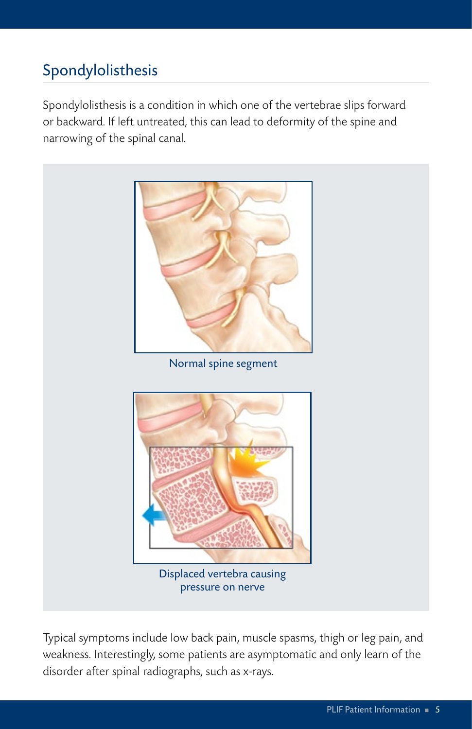## Spondylolisthesis

Spondylolisthesis is a condition in which one of the vertebrae slips forward or backward. If left untreated, this can lead to deformity of the spine and narrowing of the spinal canal.

Normal spine segment

Displaced vertebra causing pressure on nerve

Typical symptoms include low back pain, muscle spasms, thigh or leg pain, and weakness. Interestingly, some patients are asymptomatic and only learn of the disorder after spinal radiographs, such as x-rays.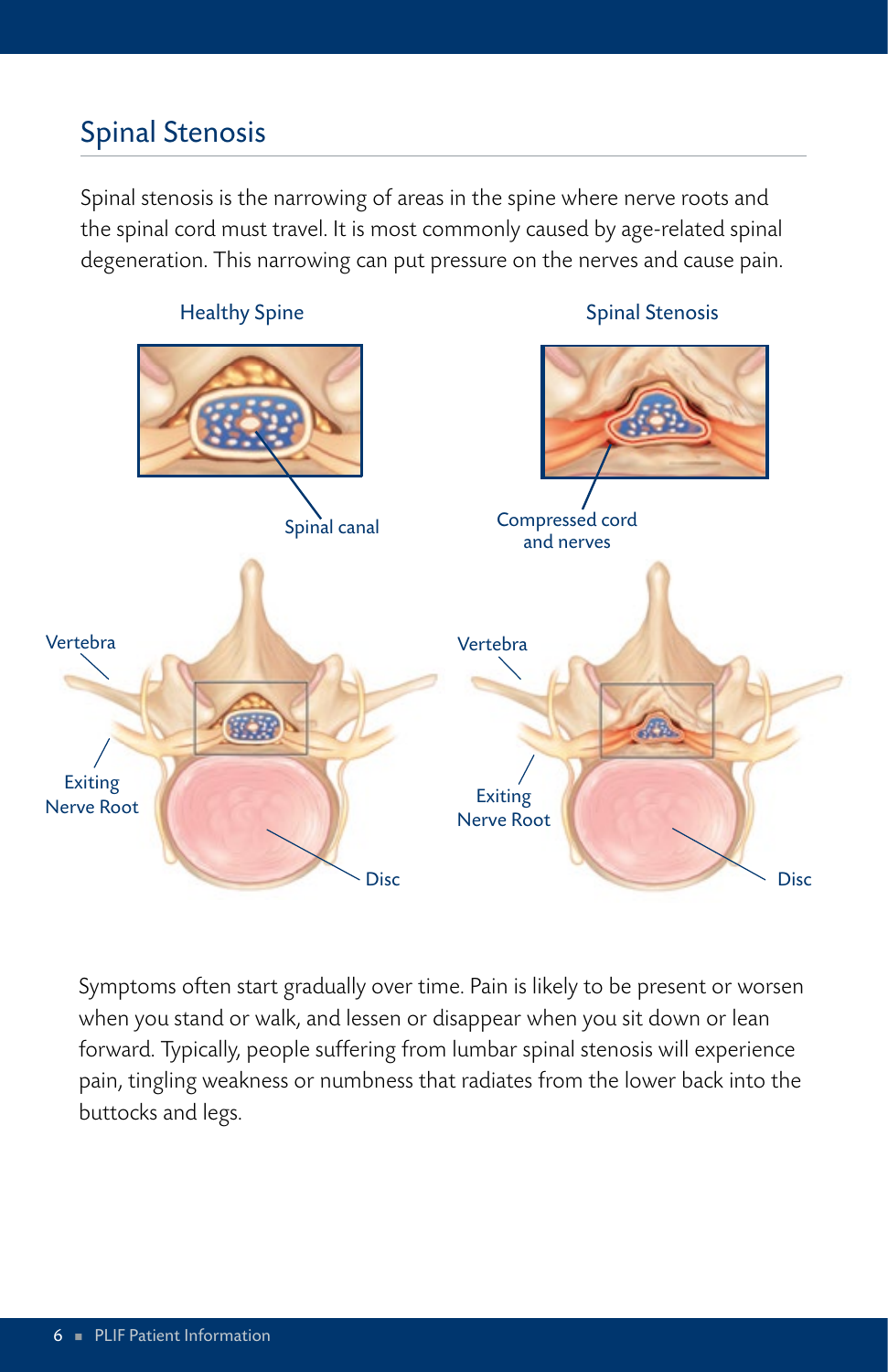## Spinal Stenosis

Spinal stenosis is the narrowing of areas in the spine where nerve roots and the spinal cord must travel. It is most commonly caused by age-related spinal degeneration. This narrowing can put pressure on the nerves and cause pain.

Healthy Spine

Spinal Stenosis

Spinal canal

Compressed cord and nerves

Vertebra

Exiting Nerve Root

Disc

Vertebra

Exiting Nerve Root

Disc

Symptoms often start gradually over time. Pain is likely to be present or worsen when you stand or walk, and lessen or disappear when you sit down or lean forward. Typically, people suffering from lumbar spinal stenosis will experience pain, tingling weakness or numbness that radiates from the lower back into the buttocks and legs.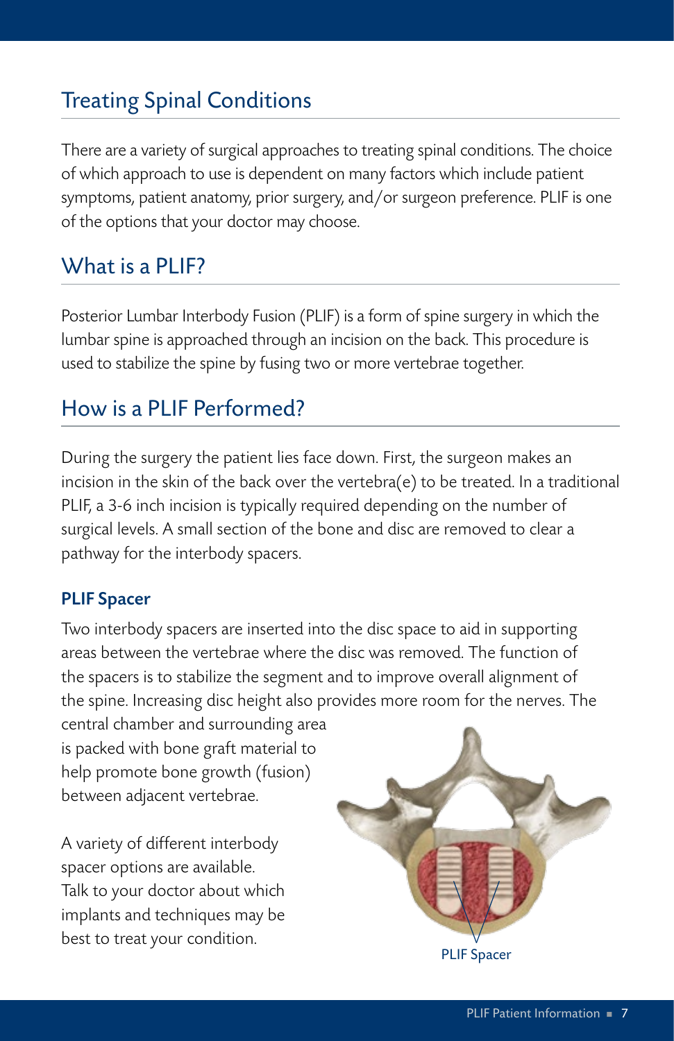## Treating Spinal Conditions

There are a variety of surgical approaches to treating spinal conditions. The choice of which approach to use is dependent on many factors which include patient symptoms, patient anatomy, prior surgery, and/or surgeon preference. PLIF is one of the options that your doctor may choose.

## What is a PLIF?

Posterior Lumbar Interbody Fusion (PLIF) is a form of spine surgery in which the lumbar spine is approached through an incision on the back. This procedure is used to stabilize the spine by fusing two or more vertebrae together.

## How is a PLIF Performed?

During the surgery the patient lies face down. First, the surgeon makes an incision in the skin of the back over the vertebra(e) to be treated. In a traditional PLIF, a 3-6 inch incision is typically required depending on the number of surgical levels. A small section of the bone and disc are removed to clear a pathway for the interbody spacers.

### PLIF Spacer

Two interbody spacers are inserted into the disc space to aid in supporting areas between the vertebrae where the disc was removed. The function of the spacers is to stabilize the segment and to improve overall alignment of the spine. Increasing disc height also provides more room for the nerves. The central chamber and surrounding area is packed with bone graft material to help promote bone growth (fusion) between adjacent vertebrae.

A variety of different interbody spacer options are available. Talk to your doctor about which implants and techniques may be best to treat your condition.

PLIF Spacer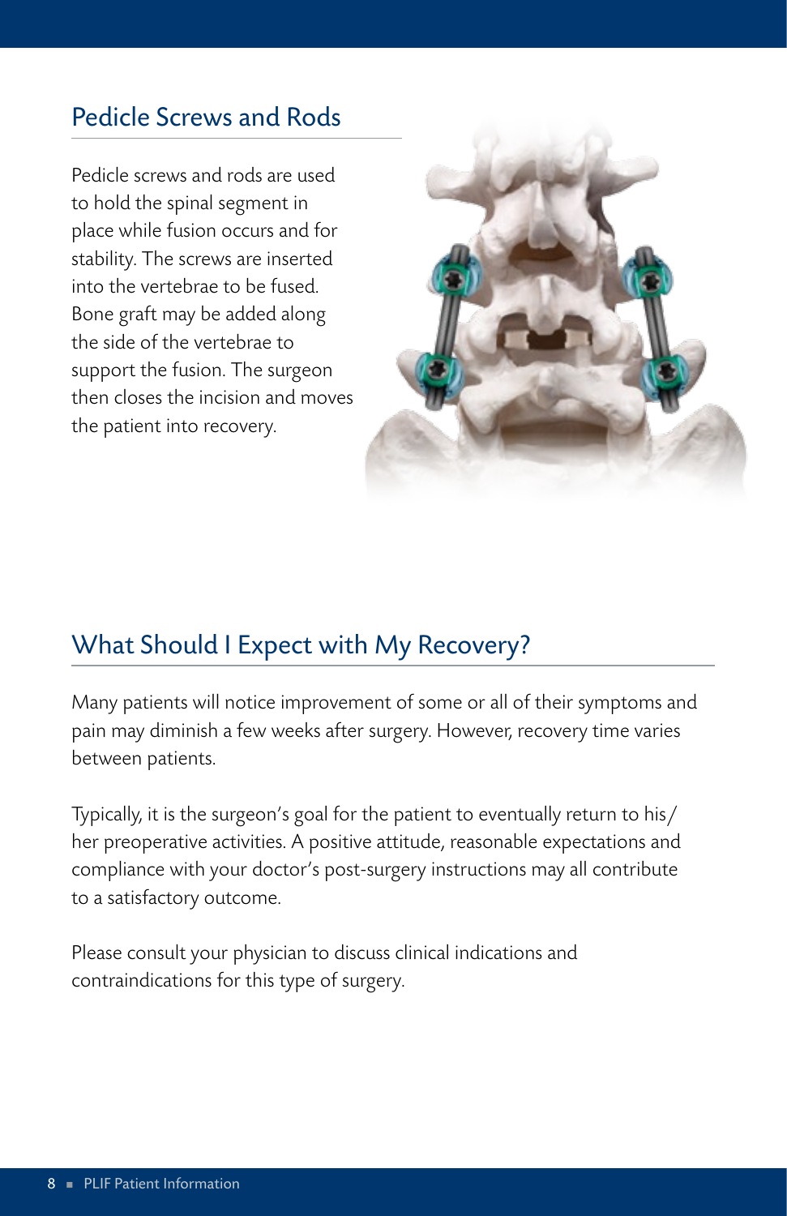## Pedicle Screws and Rods

Pedicle screws and rods are used to hold the spinal segment in place while fusion occurs and for stability. The screws are inserted into the vertebrae to be fused. Bone graft may be added along the side of the vertebrae to support the fusion. The surgeon then closes the incision and moves the patient into recovery.

## What Should I Expect with My Recovery?

Many patients will notice improvement of some or all of their symptoms and pain may diminish a few weeks after surgery. However, recovery time varies between patients.

Typically, it is the surgeon's goal for the patient to eventually return to his/her preoperative activities. A positive attitude, reasonable expectations and compliance with your doctor's post-surgery instructions may all contribute to a satisfactory outcome.

Please consult your physician to discuss clinical indications and contraindications for this type of surgery.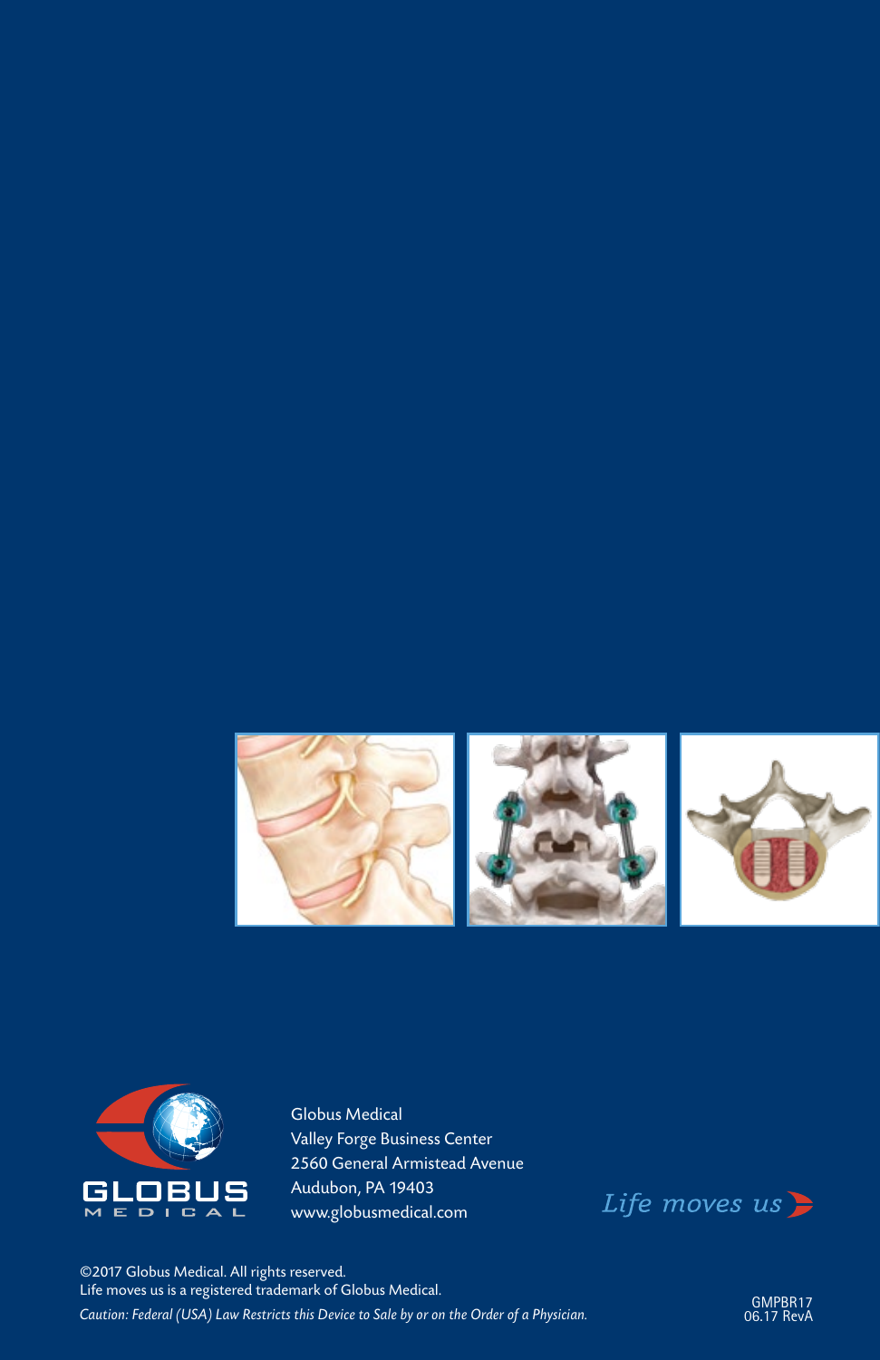Globus Medical
Valley Forge Business Center
2560 General Armistead Avenue
Audubon, PA 19403
www.globusmedical.com

*Life moves us*

©2017 Globus Medical. All rights reserved.
Life moves us is a registered trademark of Globus Medical.

*Caution: Federal (USA) Law Restricts this Device to Sale by or on the Order of a Physician.*

GMPBR17
06.17 RevA